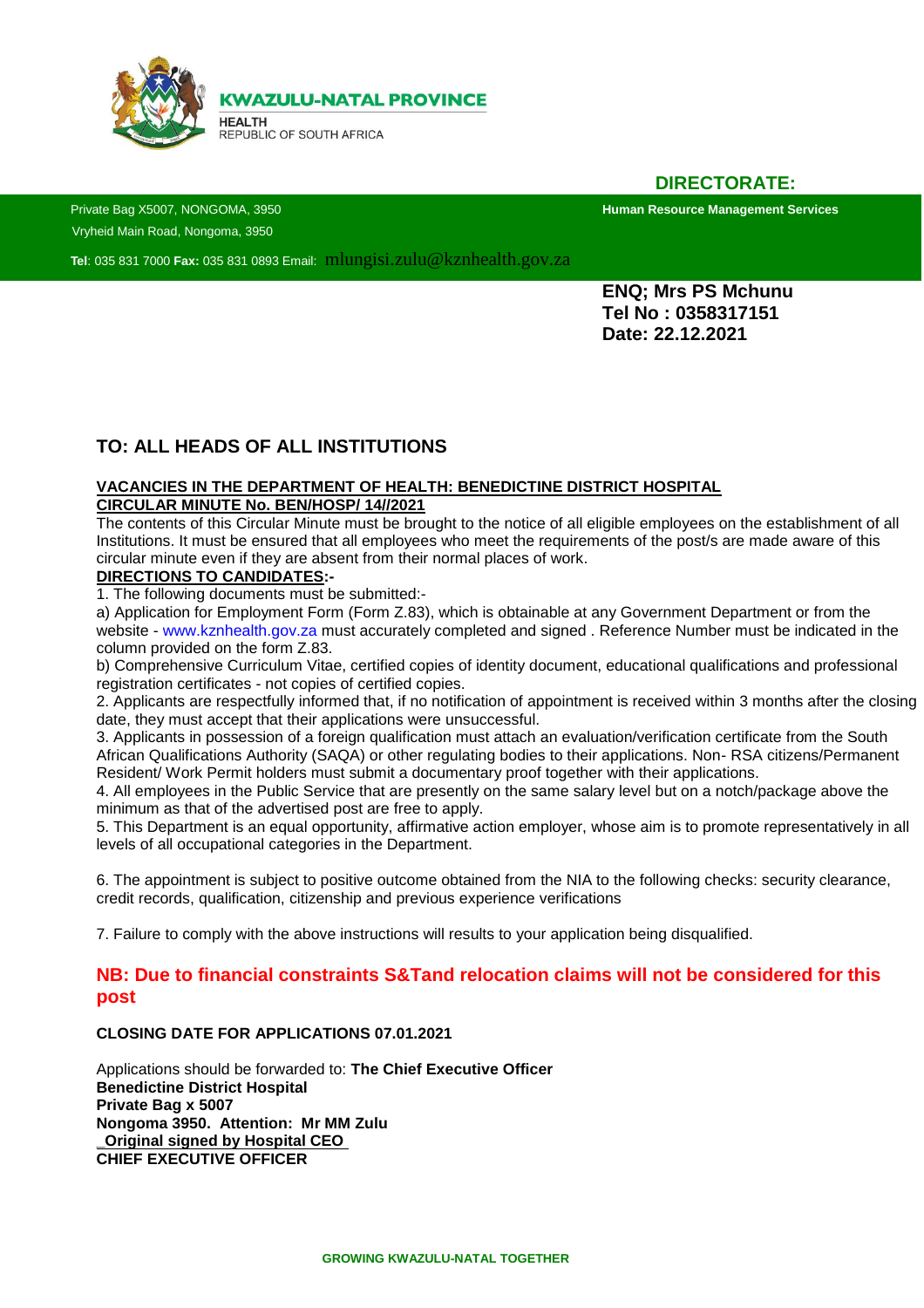**KWAZULU-NATAL PROVINCE**

HEALTH
REPUBLIC OF SOUTH AFRICA

**DIRECTORATE:**

Private Bag X5007, NONGOMA, 3950
Vryheid Main Road, Nongoma, 3950

**Tel**: 035 831 7000 **Fax:** 035 831 0893 Email: mlungisi.zulu@kznhealth.gov.za

**Human Resource Management Services**

**ENQ; Mrs PS Mchunu**
**Tel No : 0358317151**
**Date: 22.12.2021**

## TO: ALL HEADS OF ALL INSTITUTIONS

**VACANCIES IN THE DEPARTMENT OF HEALTH: BENEDICTINE DISTRICT HOSPITAL**
**CIRCULAR MINUTE No. BEN/HOSP/ 14//2021**

The contents of this Circular Minute must be brought to the notice of all eligible employees on the establishment of all Institutions. It must be ensured that all employees who meet the requirements of the post/s are made aware of this circular minute even if they are absent from their normal places of work.

**DIRECTIONS TO CANDIDATES:-**

1. The following documents must be submitted:-

a) Application for Employment Form (Form Z.83), which is obtainable at any Government Department or from the website - www.kznhealth.gov.za must accurately completed and signed . Reference Number must be indicated in the column provided on the form Z.83.

b) Comprehensive Curriculum Vitae, certified copies of identity document, educational qualifications and professional registration certificates - not copies of certified copies.

2. Applicants are respectfully informed that, if no notification of appointment is received within 3 months after the closing date, they must accept that their applications were unsuccessful.

3. Applicants in possession of a foreign qualification must attach an evaluation/verification certificate from the South African Qualifications Authority (SAQA) or other regulating bodies to their applications. Non- RSA citizens/Permanent Resident/ Work Permit holders must submit a documentary proof together with their applications.

4. All employees in the Public Service that are presently on the same salary level but on a notch/package above the minimum as that of the advertised post are free to apply.

5. This Department is an equal opportunity, affirmative action employer, whose aim is to promote representatively in all levels of all occupational categories in the Department.

6. The appointment is subject to positive outcome obtained from the NIA to the following checks: security clearance, credit records, qualification, citizenship and previous experience verifications

7. Failure to comply with the above instructions will results to your application being disqualified.

**NB: Due to financial constraints S&Tand relocation claims will not be considered for this post**

**CLOSING DATE FOR APPLICATIONS 07.01.2021**

Applications should be forwarded to: **The Chief Executive Officer**
**Benedictine District Hospital**
**Private Bag x 5007**
**Nongoma 3950. Attention: Mr MM Zulu**
**Original signed by Hospital CEO**
**CHIEF EXECUTIVE OFFICER**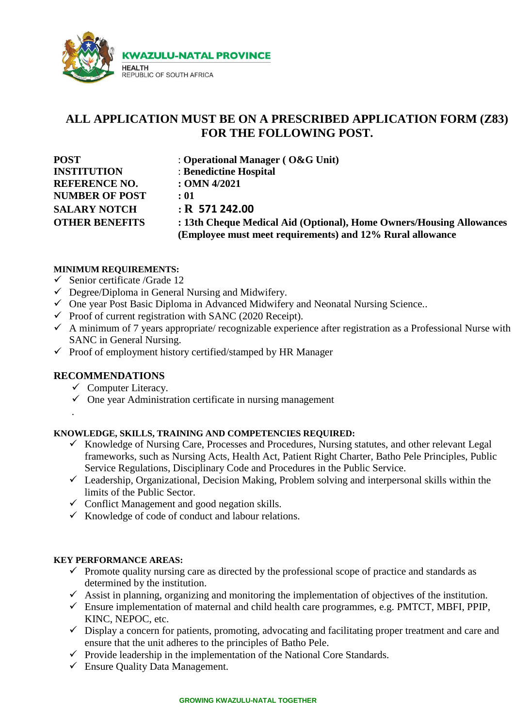KWAZULU-NATAL PROVINCE
HEALTH
REPUBLIC OF SOUTH AFRICA

## ALL APPLICATION MUST BE ON A PRESCRIBED APPLICATION FORM (Z83) FOR THE FOLLOWING POST.

| | |
|---|---|
| **POST** | : **Operational Manager ( O&G Unit)** |
| **INSTITUTION** | : **Benedictine Hospital** |
| **REFERENCE NO.** | **: OMN 4/2021** |
| **NUMBER OF POST** | **: 01** |
| **SALARY NOTCH** | **: R 571 242.00** |
| **OTHER BENEFITS** | **: 13th Cheque Medical Aid (Optional), Home Owners/Housing Allowances (Employee must meet requirements) and 12% Rural allowance** |

**MINIMUM REQUIREMENTS:**

- ✓ Senior certificate /Grade 12
- ✓ Degree/Diploma in General Nursing and Midwifery.
- ✓ One year Post Basic Diploma in Advanced Midwifery and Neonatal Nursing Science..
- ✓ Proof of current registration with SANC (2020 Receipt).
- ✓ A minimum of 7 years appropriate/ recognizable experience after registration as a Professional Nurse with SANC in General Nursing.
- ✓ Proof of employment history certified/stamped by HR Manager

**RECOMMENDATIONS**

- ✓ Computer Literacy.
- ✓ One year Administration certificate in nursing management

.

**KNOWLEDGE, SKILLS, TRAINING AND COMPETENCIES REQUIRED:**

- ✓ Knowledge of Nursing Care, Processes and Procedures, Nursing statutes, and other relevant Legal frameworks, such as Nursing Acts, Health Act, Patient Right Charter, Batho Pele Principles, Public Service Regulations, Disciplinary Code and Procedures in the Public Service.
- ✓ Leadership, Organizational, Decision Making, Problem solving and interpersonal skills within the limits of the Public Sector.
- ✓ Conflict Management and good negation skills.
- ✓ Knowledge of code of conduct and labour relations.

**KEY PERFORMANCE AREAS:**

- ✓ Promote quality nursing care as directed by the professional scope of practice and standards as determined by the institution.
- ✓ Assist in planning, organizing and monitoring the implementation of objectives of the institution.
- ✓ Ensure implementation of maternal and child health care programmes, e.g. PMTCT, MBFI, PPIP, KINC, NEPOC, etc.
- ✓ Display a concern for patients, promoting, advocating and facilitating proper treatment and care and ensure that the unit adheres to the principles of Batho Pele.
- ✓ Provide leadership in the implementation of the National Core Standards.
- ✓ Ensure Quality Data Management.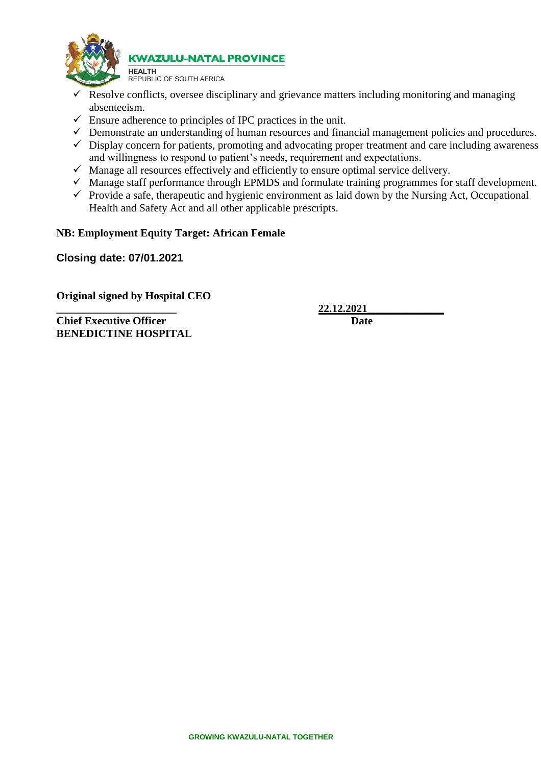- ✓ Resolve conflicts, oversee disciplinary and grievance matters including monitoring and managing absenteeism.
- ✓ Ensure adherence to principles of IPC practices in the unit.
- ✓ Demonstrate an understanding of human resources and financial management policies and procedures.
- ✓ Display concern for patients, promoting and advocating proper treatment and care including awareness and willingness to respond to patient's needs, requirement and expectations.
- ✓ Manage all resources effectively and efficiently to ensure optimal service delivery.
- ✓ Manage staff performance through EPMDS and formulate training programmes for staff development.
- ✓ Provide a safe, therapeutic and hygienic environment as laid down by the Nursing Act, Occupational Health and Safety Act and all other applicable prescripts.

**NB: Employment Equity Target: African Female**

**Closing date: 07/01.2021**

**Original signed by Hospital CEO**

**______________________** **22.12.2021______________**

**Chief Executive Officer** **Date**

**BENEDICTINE HOSPITAL**